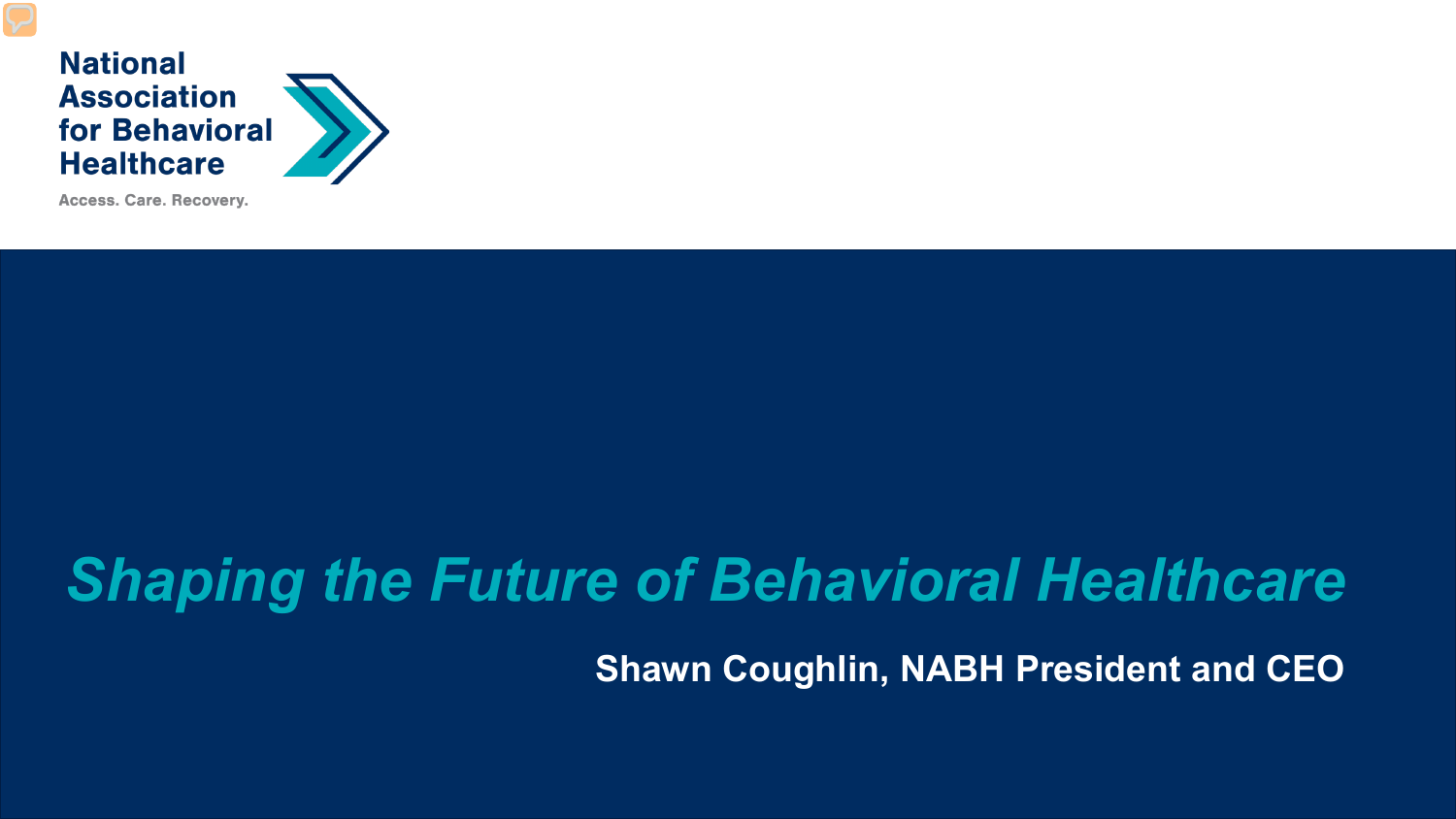National Association for Behavioral Healthcare

Access. Care. Recovery.

# *Shaping the Future of Behavioral Healthcare*

**Shawn Coughlin, NABH President and CEO**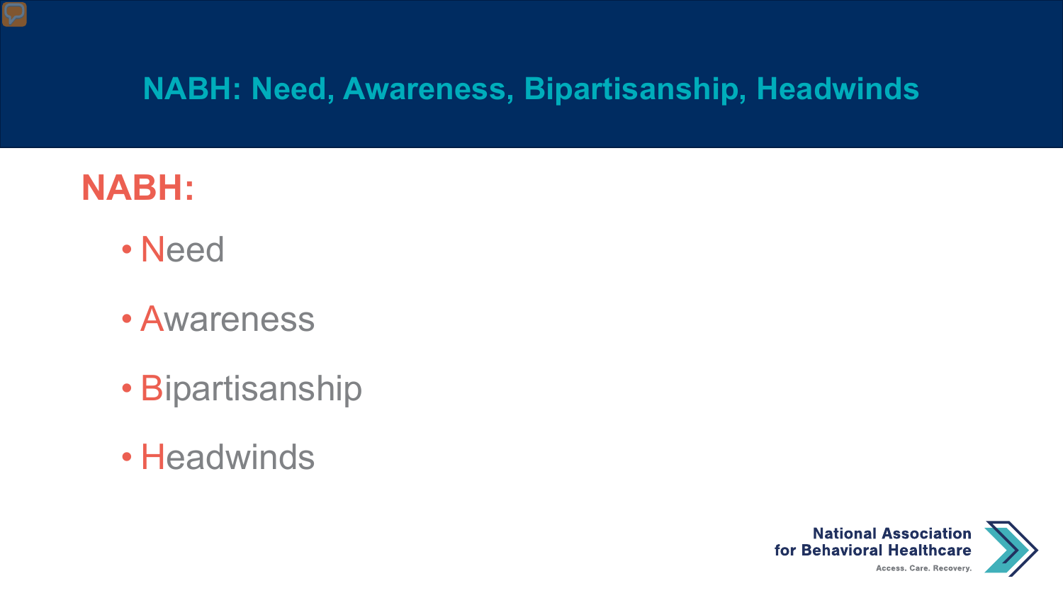# NABH: Need, Awareness, Bipartisanship, Headwinds

## NABH:

- Need
- Awareness
- Bipartisanship
- Headwinds

National Association for Behavioral Healthcare

Access. Care. Recovery.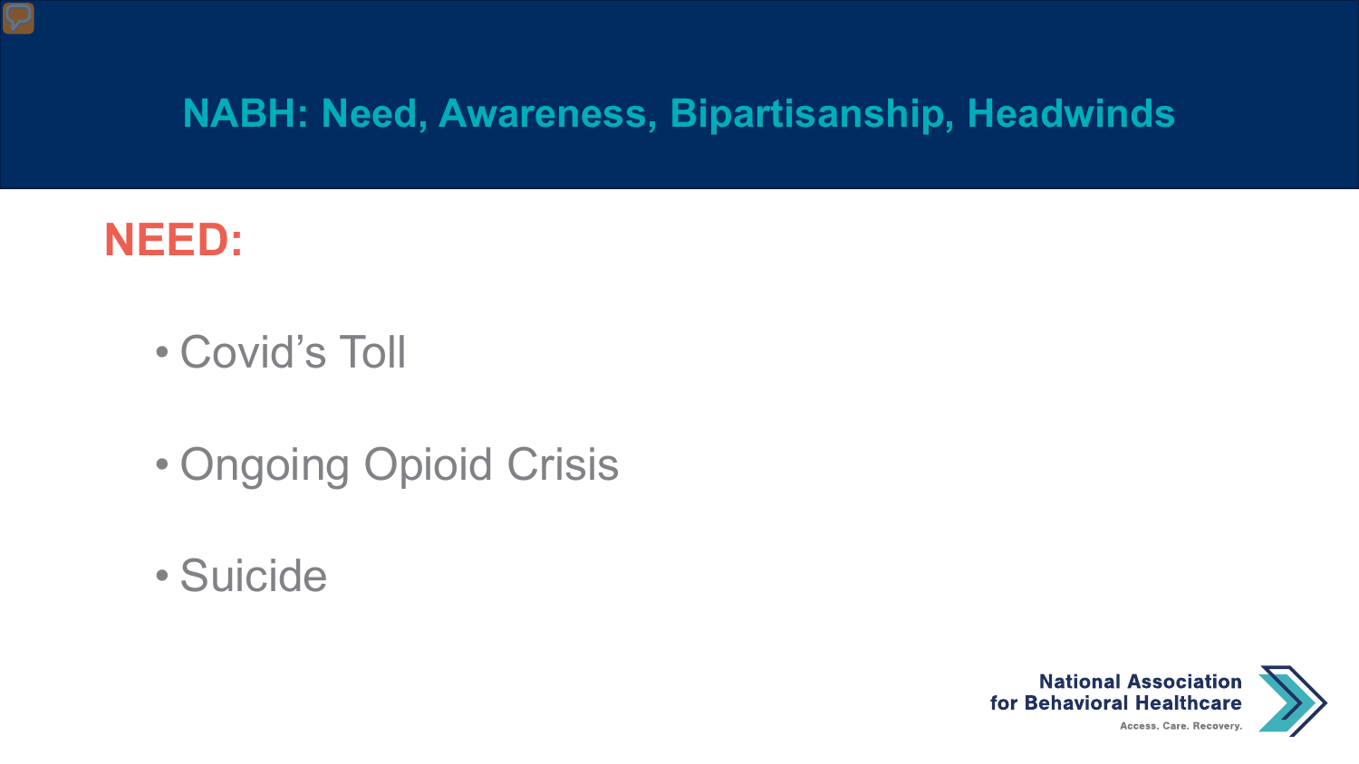# NABH: Need, Awareness, Bipartisanship, Headwinds

## NEED:

- Covid's Toll
- Ongoing Opioid Crisis
- Suicide

National Association for Behavioral Healthcare

Access. Care. Recovery.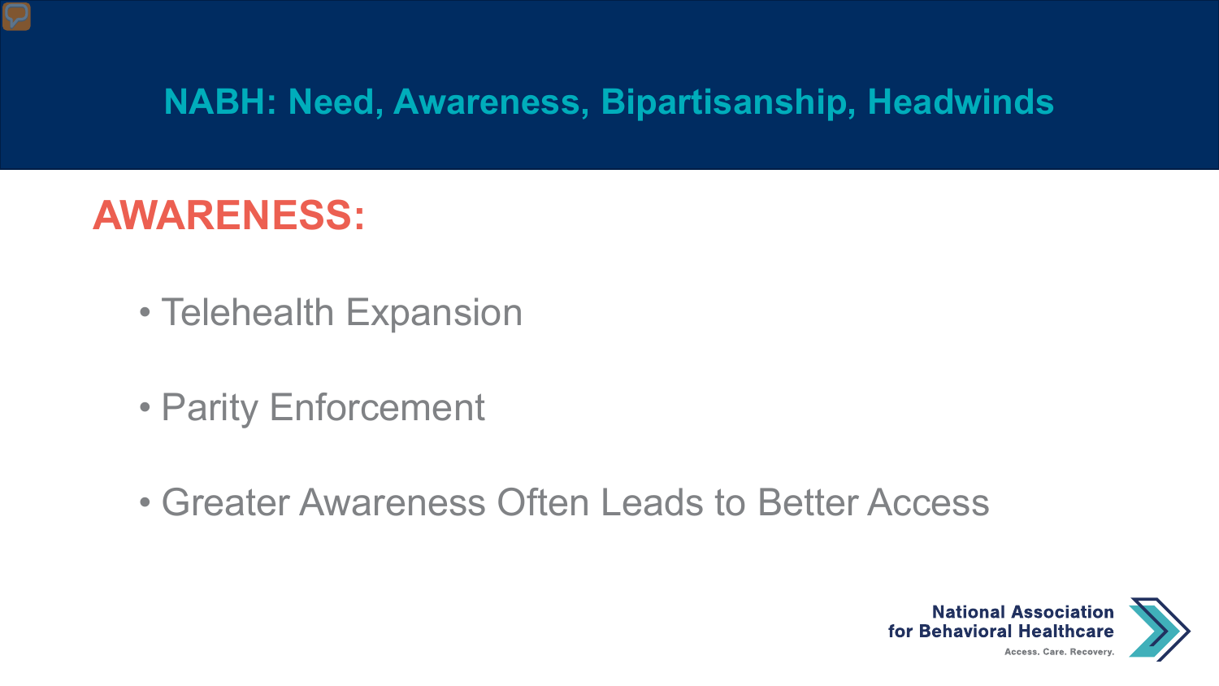# NABH: Need, Awareness, Bipartisanship, Headwinds

## AWARENESS:

- Telehealth Expansion
- Parity Enforcement
- Greater Awareness Often Leads to Better Access

National Association for Behavioral Healthcare

Access. Care. Recovery.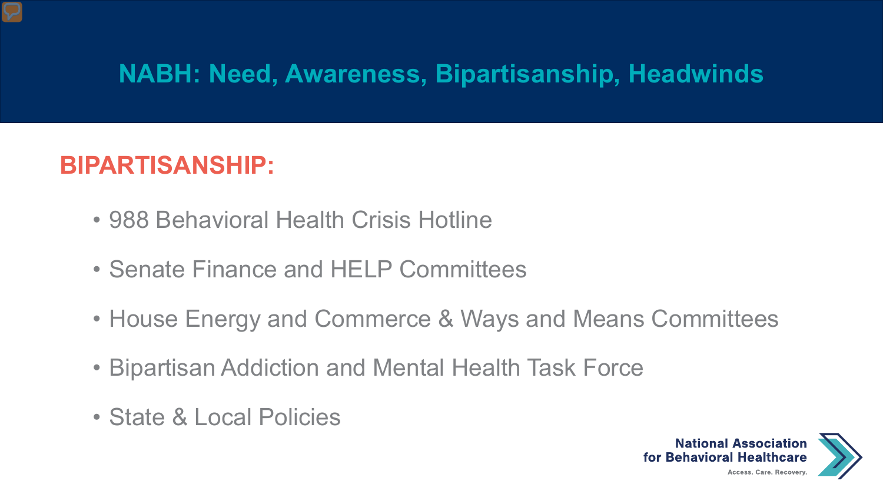# NABH: Need, Awareness, Bipartisanship, Headwinds

## BIPARTISANSHIP:

- 988 Behavioral Health Crisis Hotline
- Senate Finance and HELP Committees
- House Energy and Commerce & Ways and Means Committees
- Bipartisan Addiction and Mental Health Task Force
- State & Local Policies

National Association for Behavioral Healthcare

Access. Care. Recovery.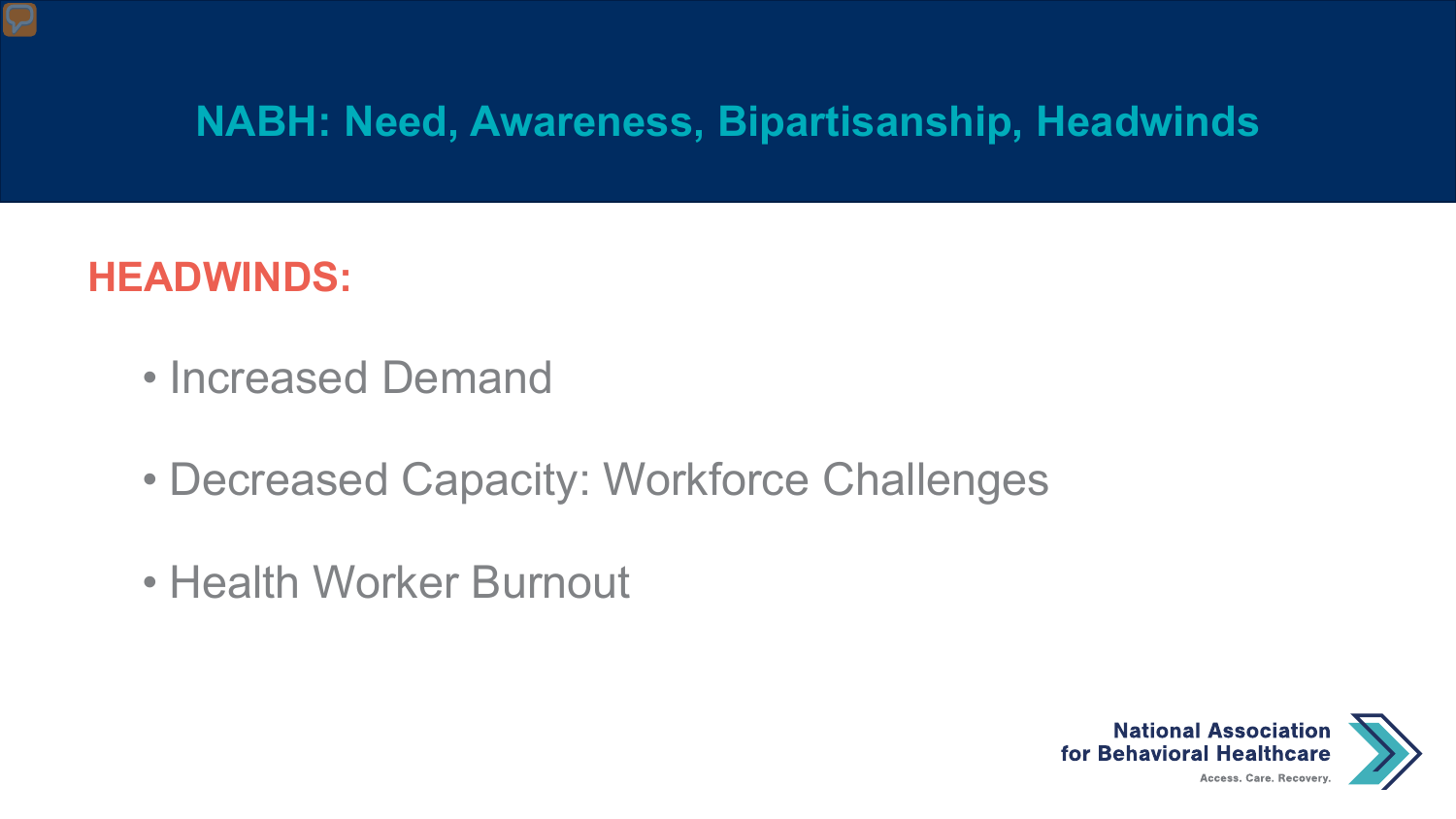# NABH: Need, Awareness, Bipartisanship, Headwinds

## HEADWINDS:

- Increased Demand
- Decreased Capacity: Workforce Challenges
- Health Worker Burnout

National Association for Behavioral Healthcare

Access. Care. Recovery.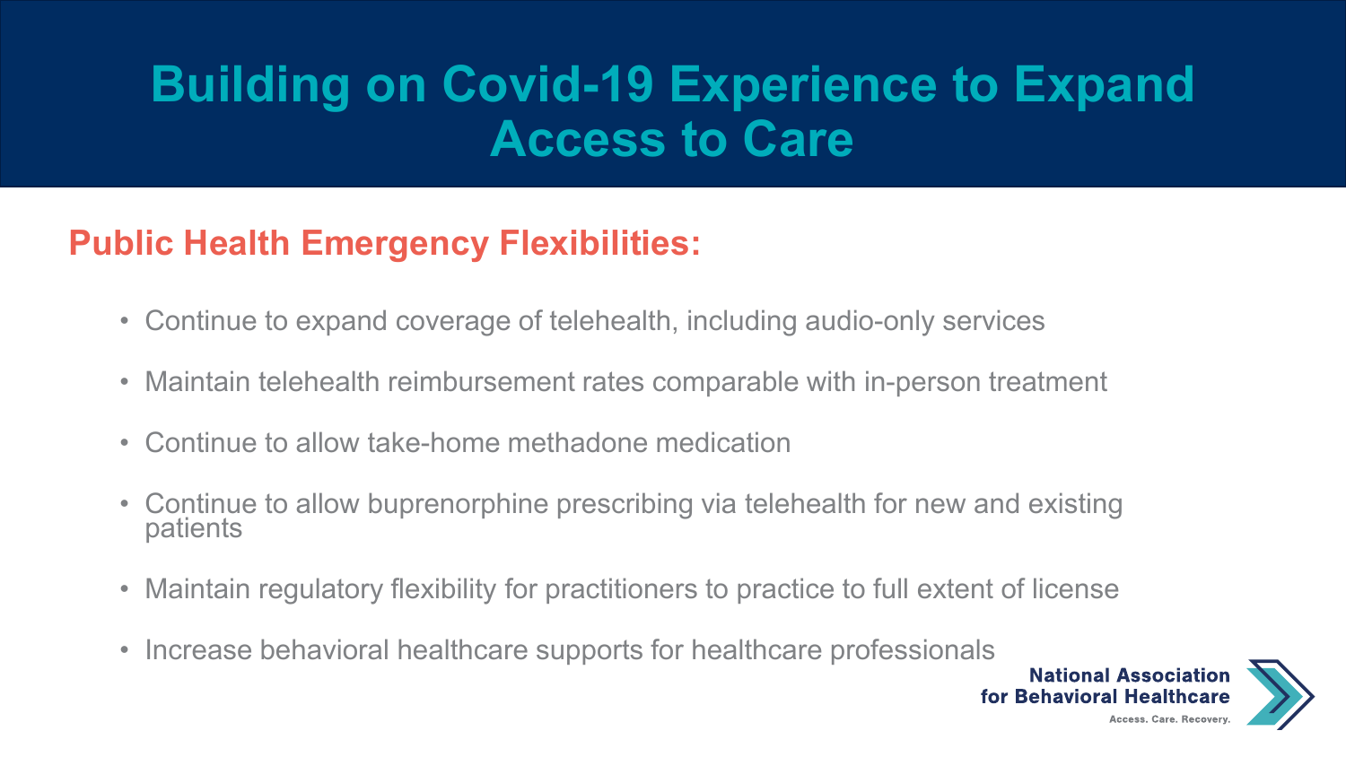# Building on Covid-19 Experience to Expand Access to Care

## Public Health Emergency Flexibilities:

- Continue to expand coverage of telehealth, including audio-only services
- Maintain telehealth reimbursement rates comparable with in-person treatment
- Continue to allow take-home methadone medication
- Continue to allow buprenorphine prescribing via telehealth for new and existing patients
- Maintain regulatory flexibility for practitioners to practice to full extent of license
- Increase behavioral healthcare supports for healthcare professionals

National Association for Behavioral Healthcare

Access. Care. Recovery.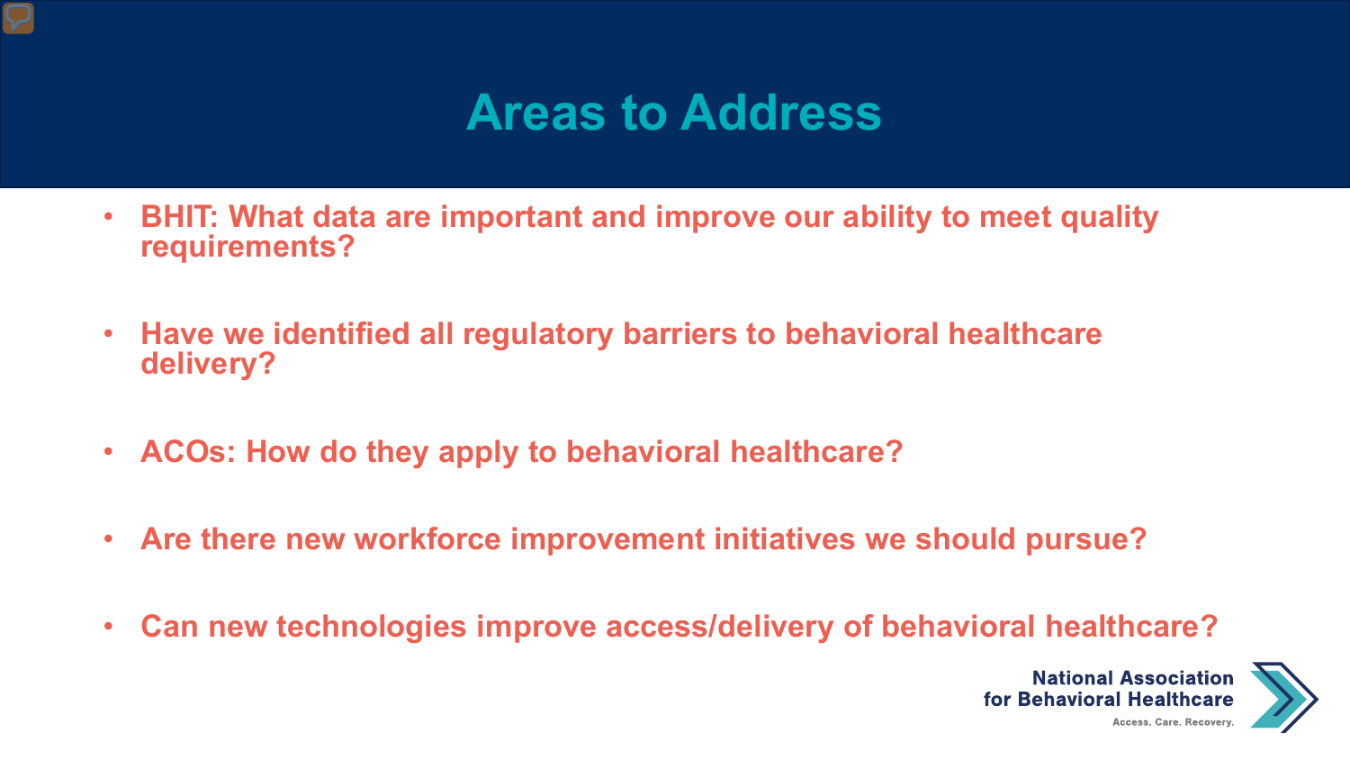# Areas to Address

- BHIT: What data are important and improve our ability to meet quality requirements?
- Have we identified all regulatory barriers to behavioral healthcare delivery?
- ACOs: How do they apply to behavioral healthcare?
- Are there new workforce improvement initiatives we should pursue?
- Can new technologies improve access/delivery of behavioral healthcare?

National Association for Behavioral Healthcare

Access. Care. Recovery.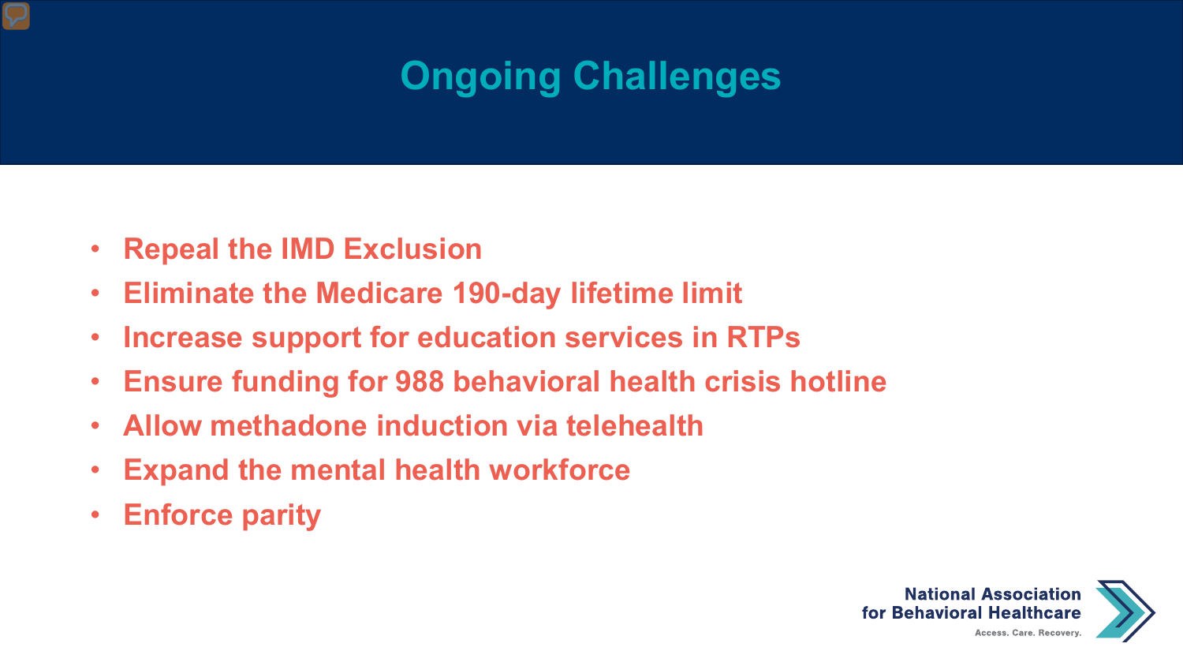# Ongoing Challenges

- Repeal the IMD Exclusion
- Eliminate the Medicare 190-day lifetime limit
- Increase support for education services in RTPs
- Ensure funding for 988 behavioral health crisis hotline
- Allow methadone induction via telehealth
- Expand the mental health workforce
- Enforce parity

National Association for Behavioral Healthcare

Access. Care. Recovery.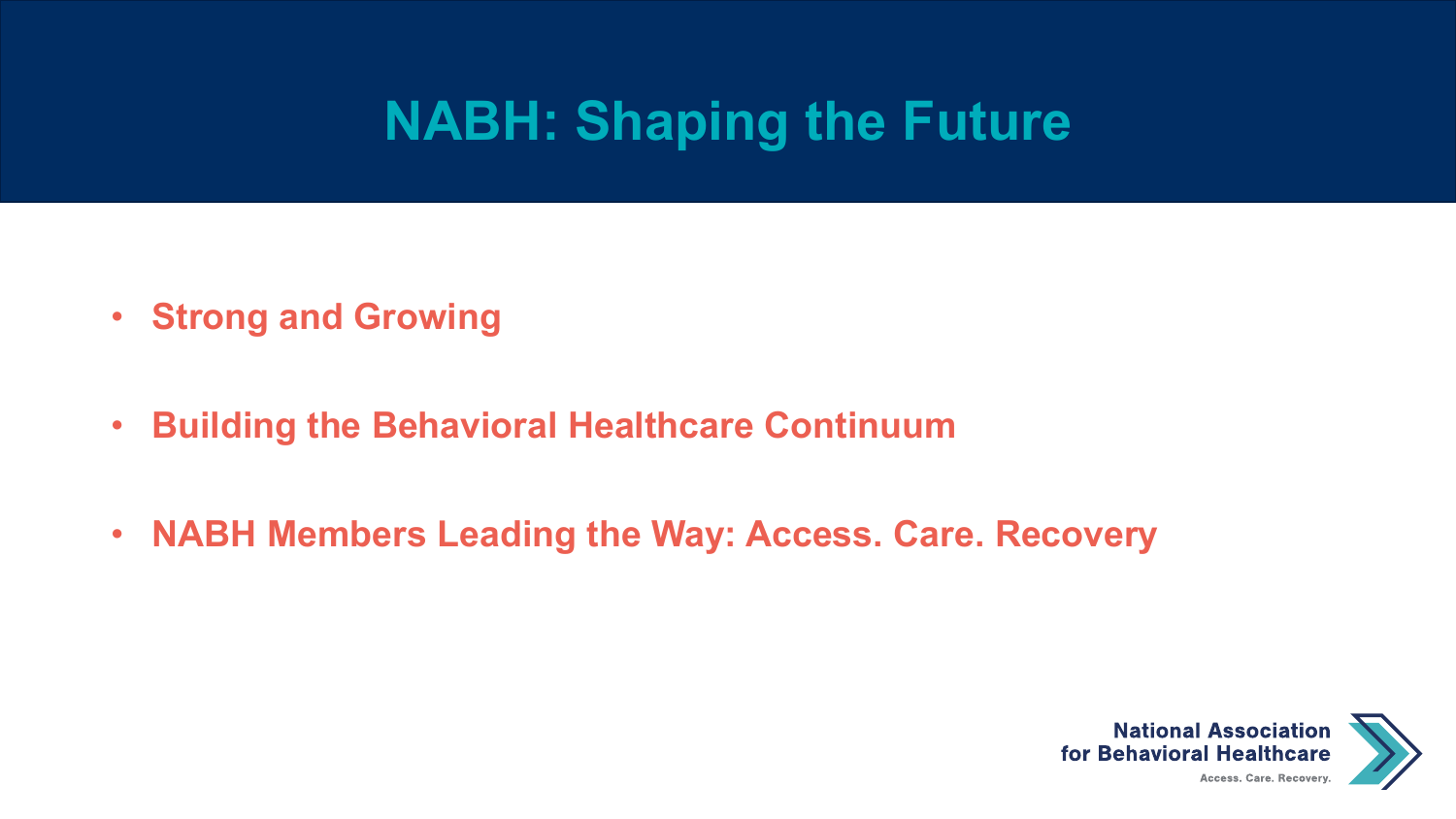# NABH: Shaping the Future

- Strong and Growing
- Building the Behavioral Healthcare Continuum
- NABH Members Leading the Way: Access. Care. Recovery

National Association for Behavioral Healthcare

Access. Care. Recovery.